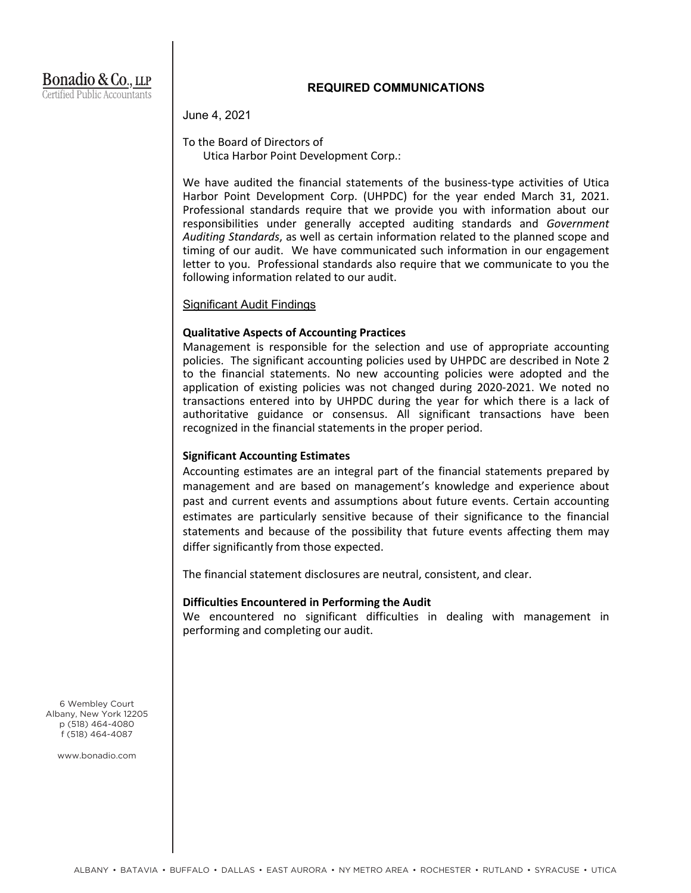Bonadio & Co., LLP
Certified Public Accountants

## REQUIRED COMMUNICATIONS

June 4, 2021

To the Board of Directors of
Utica Harbor Point Development Corp.:

We have audited the financial statements of the business-type activities of Utica Harbor Point Development Corp. (UHPDC) for the year ended March 31, 2021. Professional standards require that we provide you with information about our responsibilities under generally accepted auditing standards and *Government Auditing Standards*, as well as certain information related to the planned scope and timing of our audit. We have communicated such information in our engagement letter to you. Professional standards also require that we communicate to you the following information related to our audit.

Significant Audit Findings

**Qualitative Aspects of Accounting Practices**

Management is responsible for the selection and use of appropriate accounting policies. The significant accounting policies used by UHPDC are described in Note 2 to the financial statements. No new accounting policies were adopted and the application of existing policies was not changed during 2020-2021. We noted no transactions entered into by UHPDC during the year for which there is a lack of authoritative guidance or consensus. All significant transactions have been recognized in the financial statements in the proper period.

**Significant Accounting Estimates**

Accounting estimates are an integral part of the financial statements prepared by management and are based on management's knowledge and experience about past and current events and assumptions about future events. Certain accounting estimates are particularly sensitive because of their significance to the financial statements and because of the possibility that future events affecting them may differ significantly from those expected.

The financial statement disclosures are neutral, consistent, and clear.

**Difficulties Encountered in Performing the Audit**

We encountered no significant difficulties in dealing with management in performing and completing our audit.

6 Wembley Court
Albany, New York 12205
p (518) 464-4080
f (518) 464-4087

www.bonadio.com

ALBANY • BATAVIA • BUFFALO • DALLAS • EAST AURORA • NY METRO AREA • ROCHESTER • RUTLAND • SYRACUSE • UTICA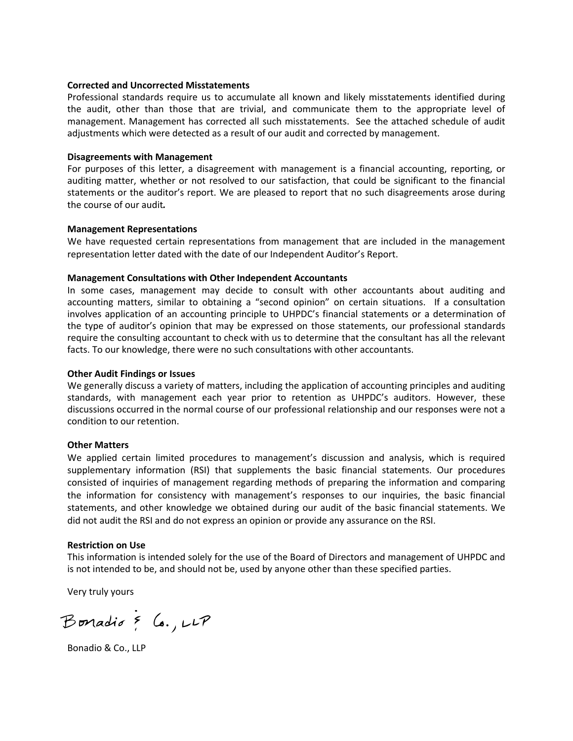**Corrected and Uncorrected Misstatements**

Professional standards require us to accumulate all known and likely misstatements identified during the audit, other than those that are trivial, and communicate them to the appropriate level of management. Management has corrected all such misstatements. See the attached schedule of audit adjustments which were detected as a result of our audit and corrected by management.

**Disagreements with Management**

For purposes of this letter, a disagreement with management is a financial accounting, reporting, or auditing matter, whether or not resolved to our satisfaction, that could be significant to the financial statements or the auditor's report. We are pleased to report that no such disagreements arose during the course of our audit.

**Management Representations**

We have requested certain representations from management that are included in the management representation letter dated with the date of our Independent Auditor's Report.

**Management Consultations with Other Independent Accountants**

In some cases, management may decide to consult with other accountants about auditing and accounting matters, similar to obtaining a "second opinion" on certain situations. If a consultation involves application of an accounting principle to UHPDC's financial statements or a determination of the type of auditor's opinion that may be expressed on those statements, our professional standards require the consulting accountant to check with us to determine that the consultant has all the relevant facts. To our knowledge, there were no such consultations with other accountants.

**Other Audit Findings or Issues**

We generally discuss a variety of matters, including the application of accounting principles and auditing standards, with management each year prior to retention as UHPDC's auditors. However, these discussions occurred in the normal course of our professional relationship and our responses were not a condition to our retention.

**Other Matters**

We applied certain limited procedures to management's discussion and analysis, which is required supplementary information (RSI) that supplements the basic financial statements. Our procedures consisted of inquiries of management regarding methods of preparing the information and comparing the information for consistency with management's responses to our inquiries, the basic financial statements, and other knowledge we obtained during our audit of the basic financial statements. We did not audit the RSI and do not express an opinion or provide any assurance on the RSI.

**Restriction on Use**

This information is intended solely for the use of the Board of Directors and management of UHPDC and is not intended to be, and should not be, used by anyone other than these specified parties.

Very truly yours

Bonadio & Co., LLP

Bonadio & Co., LLP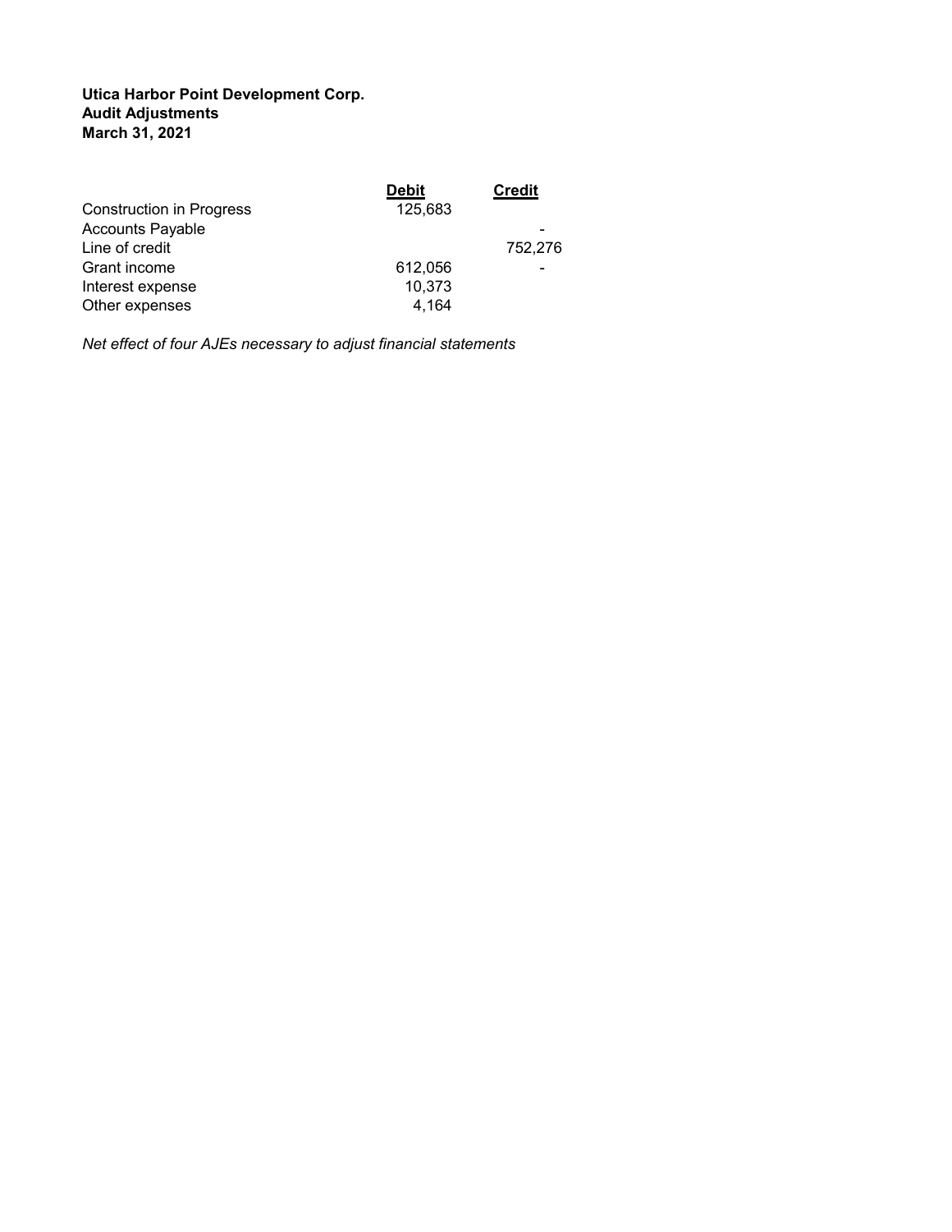**Utica Harbor Point Development Corp.**
**Audit Adjustments**
**March 31, 2021**

| | Debit | Credit |
|---|---|---|
| Construction in Progress | 125,683 | |
| Accounts Payable | | - |
| Line of credit | | 752,276 |
| Grant income | 612,056 | - |
| Interest expense | 10,373 | |
| Other expenses | 4,164 | |

*Net effect of four AJEs necessary to adjust financial statements*